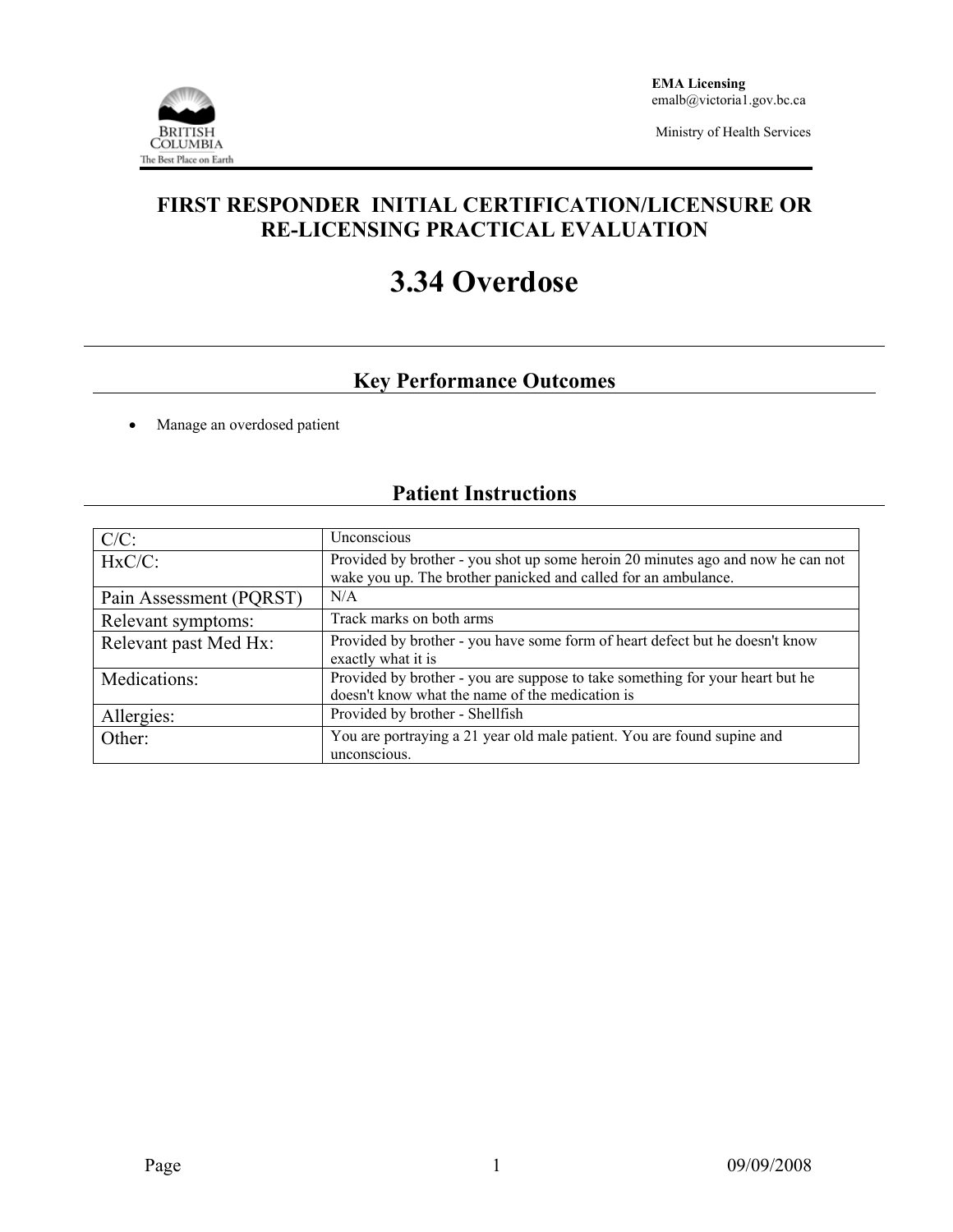EMA Licensing
emalb@victoria1.gov.bc.ca

Ministry of Health Services

# FIRST RESPONDER INITIAL CERTIFICATION/LICENSURE OR RE-LICENSING PRACTICAL EVALUATION

# 3.34 Overdose

## Key Performance Outcomes

- Manage an overdosed patient

## Patient Instructions

| | |
|---|---|
| C/C: | Unconscious |
| HxC/C: | Provided by brother - you shot up some heroin 20 minutes ago and now he can not wake you up. The brother panicked and called for an ambulance. |
| Pain Assessment (PQRST) | N/A |
| Relevant symptoms: | Track marks on both arms |
| Relevant past Med Hx: | Provided by brother - you have some form of heart defect but he doesn't know exactly what it is |
| Medications: | Provided by brother - you are suppose to take something for your heart but he doesn't know what the name of the medication is |
| Allergies: | Provided by brother - Shellfish |
| Other: | You are portraying a 21 year old male patient. You are found supine and unconscious. |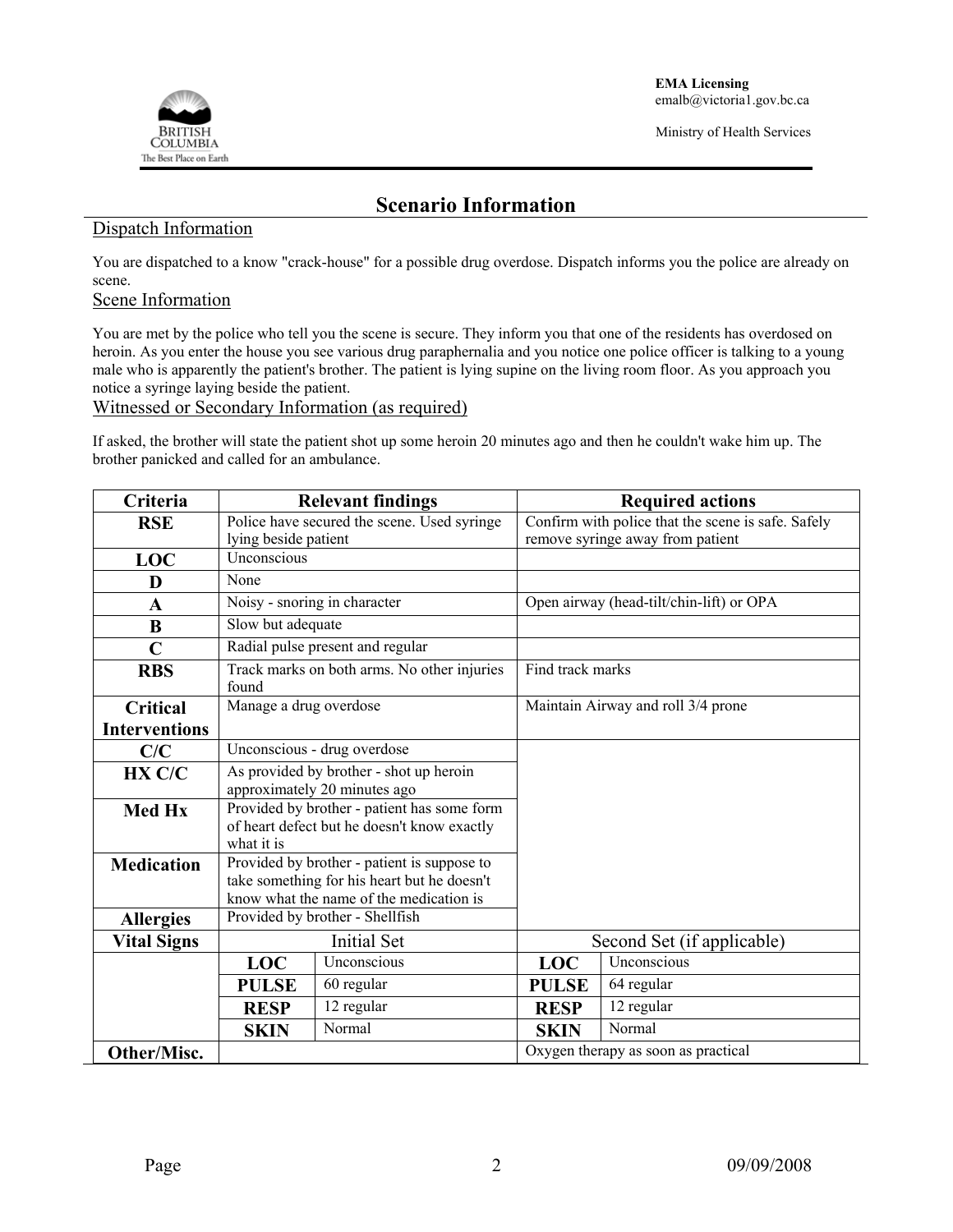EMA Licensing
emalb@victoria1.gov.bc.ca

Ministry of Health Services

# Scenario Information

## Dispatch Information

You are dispatched to a know "crack-house" for a possible drug overdose. Dispatch informs you the police are already on scene.

## Scene Information

You are met by the police who tell you the scene is secure. They inform you that one of the residents has overdosed on heroin. As you enter the house you see various drug paraphernalia and you notice one police officer is talking to a young male who is apparently the patient's brother. The patient is lying supine on the living room floor. As you approach you notice a syringe laying beside the patient.

## Witnessed or Secondary Information (as required)

If asked, the brother will state the patient shot up some heroin 20 minutes ago and then he couldn't wake him up. The brother panicked and called for an ambulance.

| Criteria | Relevant findings | | Required actions | |
|---|---|---|---|---|
| **RSE** | Police have secured the scene. Used syringe lying beside patient | | Confirm with police that the scene is safe. Safely remove syringe away from patient | |
| **LOC** | Unconscious | | | |
| **D** | None | | | |
| **A** | Noisy - snoring in character | | Open airway (head-tilt/chin-lift) or OPA | |
| **B** | Slow but adequate | | | |
| **C** | Radial pulse present and regular | | | |
| **RBS** | Track marks on both arms. No other injuries found | | Find track marks | |
| **Critical Interventions** | Manage a drug overdose | | Maintain Airway and roll 3/4 prone | |
| **C/C** | Unconscious - drug overdose | | | |
| **HX C/C** | As provided by brother - shot up heroin approximately 20 minutes ago | | | |
| **Med Hx** | Provided by brother - patient has some form of heart defect but he doesn't know exactly what it is | | | |
| **Medication** | Provided by brother - patient is suppose to take something for his heart but he doesn't know what the name of the medication is | | | |
| **Allergies** | Provided by brother - Shellfish | | | |
| **Vital Signs** | Initial Set | | Second Set (if applicable) | |
| | **LOC** | Unconscious | **LOC** | Unconscious |
| | **PULSE** | 60 regular | **PULSE** | 64 regular |
| | **RESP** | 12 regular | **RESP** | 12 regular |
| | **SKIN** | Normal | **SKIN** | Normal |
| **Other/Misc.** | | | Oxygen therapy as soon as practical | |

09/09/2008